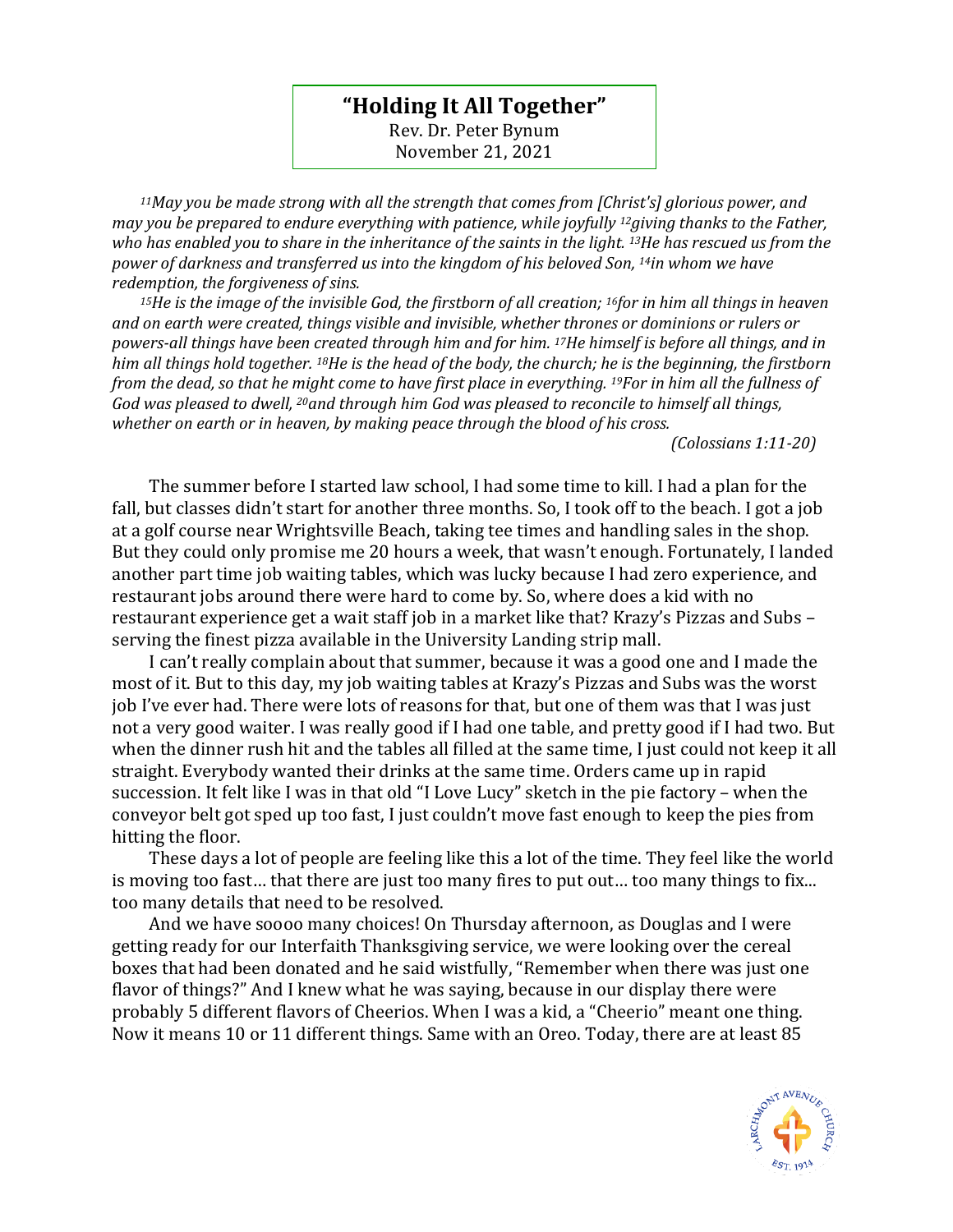# "Holding It All Together"

Rev. Dr. Peter Bynum
November 21, 2021

*[11]May you be made strong with all the strength that comes from [Christ's] glorious power, and may you be prepared to endure everything with patience, while joyfully [12]giving thanks to the Father, who has enabled you to share in the inheritance of the saints in the light. [13]He has rescued us from the power of darkness and transferred us into the kingdom of his beloved Son, [14]in whom we have redemption, the forgiveness of sins.*

*[15]He is the image of the invisible God, the firstborn of all creation; [16]for in him all things in heaven and on earth were created, things visible and invisible, whether thrones or dominions or rulers or powers-all things have been created through him and for him. [17]He himself is before all things, and in him all things hold together. [18]He is the head of the body, the church; he is the beginning, the firstborn from the dead, so that he might come to have first place in everything. [19]For in him all the fullness of God was pleased to dwell, [20]and through him God was pleased to reconcile to himself all things, whether on earth or in heaven, by making peace through the blood of his cross.*

*(Colossians 1:11-20)*

The summer before I started law school, I had some time to kill. I had a plan for the fall, but classes didn't start for another three months. So, I took off to the beach. I got a job at a golf course near Wrightsville Beach, taking tee times and handling sales in the shop. But they could only promise me 20 hours a week, that wasn't enough. Fortunately, I landed another part time job waiting tables, which was lucky because I had zero experience, and restaurant jobs around there were hard to come by. So, where does a kid with no restaurant experience get a wait staff job in a market like that? Krazy's Pizzas and Subs – serving the finest pizza available in the University Landing strip mall.

I can't really complain about that summer, because it was a good one and I made the most of it. But to this day, my job waiting tables at Krazy's Pizzas and Subs was the worst job I've ever had. There were lots of reasons for that, but one of them was that I was just not a very good waiter. I was really good if I had one table, and pretty good if I had two. But when the dinner rush hit and the tables all filled at the same time, I just could not keep it all straight. Everybody wanted their drinks at the same time. Orders came up in rapid succession. It felt like I was in that old "I Love Lucy" sketch in the pie factory – when the conveyor belt got sped up too fast, I just couldn't move fast enough to keep the pies from hitting the floor.

These days a lot of people are feeling like this a lot of the time. They feel like the world is moving too fast… that there are just too many fires to put out… too many things to fix... too many details that need to be resolved.

And we have soooo many choices! On Thursday afternoon, as Douglas and I were getting ready for our Interfaith Thanksgiving service, we were looking over the cereal boxes that had been donated and he said wistfully, "Remember when there was just one flavor of things?" And I knew what he was saying, because in our display there were probably 5 different flavors of Cheerios. When I was a kid, a "Cheerio" meant one thing. Now it means 10 or 11 different things. Same with an Oreo. Today, there are at least 85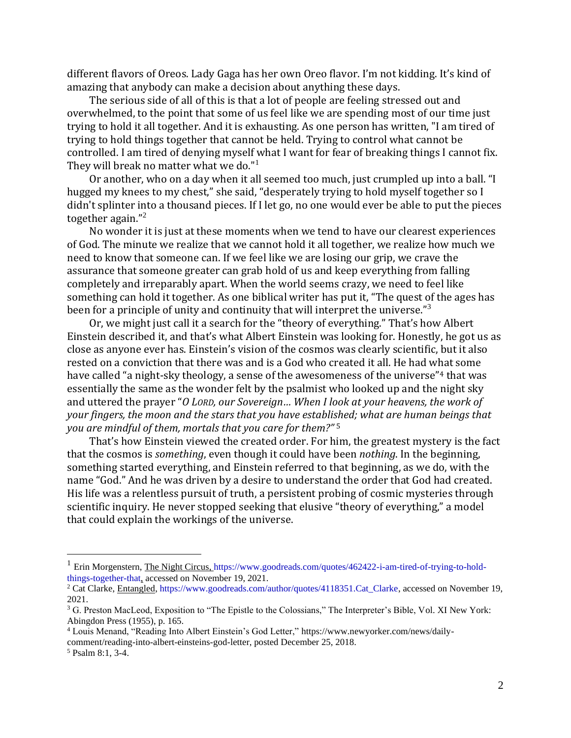different flavors of Oreos. Lady Gaga has her own Oreo flavor. I'm not kidding. It's kind of amazing that anybody can make a decision about anything these days.

The serious side of all of this is that a lot of people are feeling stressed out and overwhelmed, to the point that some of us feel like we are spending most of our time just trying to hold it all together. And it is exhausting. As one person has written, "I am tired of trying to hold things together that cannot be held. Trying to control what cannot be controlled. I am tired of denying myself what I want for fear of breaking things I cannot fix. They will break no matter what we do."[1]

Or another, who on a day when it all seemed too much, just crumpled up into a ball. "I hugged my knees to my chest," she said, "desperately trying to hold myself together so I didn't splinter into a thousand pieces. If I let go, no one would ever be able to put the pieces together again."[2]

No wonder it is just at these moments when we tend to have our clearest experiences of God. The minute we realize that we cannot hold it all together, we realize how much we need to know that someone can. If we feel like we are losing our grip, we crave the assurance that someone greater can grab hold of us and keep everything from falling completely and irreparably apart. When the world seems crazy, we need to feel like something can hold it together. As one biblical writer has put it, "The quest of the ages has been for a principle of unity and continuity that will interpret the universe."[3]

Or, we might just call it a search for the "theory of everything." That's how Albert Einstein described it, and that's what Albert Einstein was looking for. Honestly, he got us as close as anyone ever has. Einstein's vision of the cosmos was clearly scientific, but it also rested on a conviction that there was and is a God who created it all. He had what some have called "a night-sky theology, a sense of the awesomeness of the universe"[4] that was essentially the same as the wonder felt by the psalmist who looked up and the night sky and uttered the prayer "*O LORD, our Sovereign… When I look at your heavens, the work of your fingers, the moon and the stars that you have established; what are human beings that you are mindful of them, mortals that you care for them?*"[5]

That's how Einstein viewed the created order. For him, the greatest mystery is the fact that the cosmos is *something*, even though it could have been *nothing*. In the beginning, something started everything, and Einstein referred to that beginning, as we do, with the name "God." And he was driven by a desire to understand the order that God had created. His life was a relentless pursuit of truth, a persistent probing of cosmic mysteries through scientific inquiry. He never stopped seeking that elusive "theory of everything," a model that could explain the workings of the universe.

---

[1] Erin Morgenstern, The Night Circus, https://www.goodreads.com/quotes/462422-i-am-tired-of-trying-to-hold-things-together-that, accessed on November 19, 2021.

[2] Cat Clarke, Entangled, https://www.goodreads.com/author/quotes/4118351.Cat_Clarke, accessed on November 19, 2021.

[3] G. Preston MacLeod, Exposition to "The Epistle to the Colossians," The Interpreter's Bible, Vol. XI New York: Abingdon Press (1955), p. 165.

[4] Louis Menand, "Reading Into Albert Einstein's God Letter," https://www.newyorker.com/news/daily-comment/reading-into-albert-einsteins-god-letter, posted December 25, 2018.

[5] Psalm 8:1, 3-4.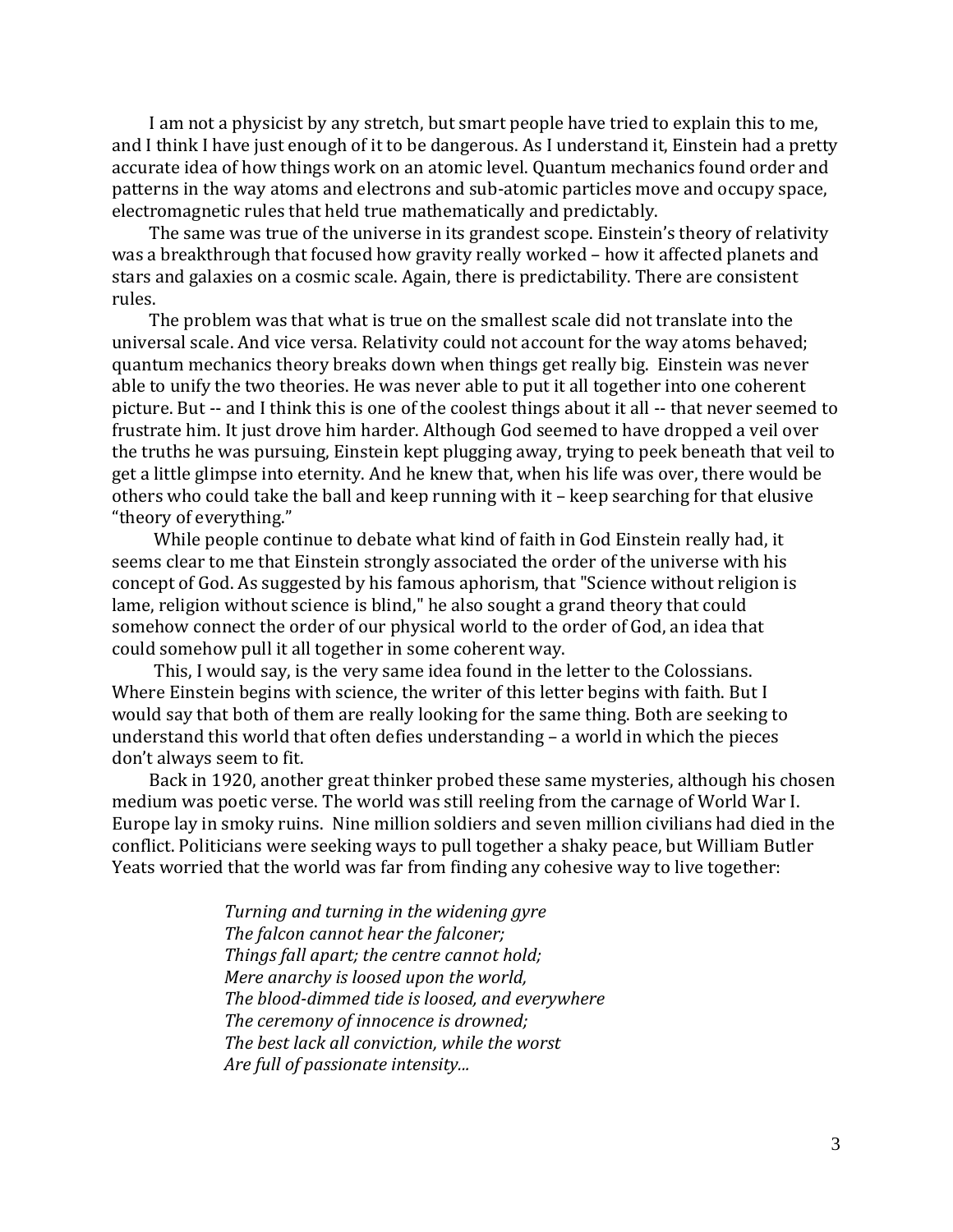I am not a physicist by any stretch, but smart people have tried to explain this to me, and I think I have just enough of it to be dangerous. As I understand it, Einstein had a pretty accurate idea of how things work on an atomic level. Quantum mechanics found order and patterns in the way atoms and electrons and sub-atomic particles move and occupy space, electromagnetic rules that held true mathematically and predictably.

The same was true of the universe in its grandest scope. Einstein's theory of relativity was a breakthrough that focused how gravity really worked – how it affected planets and stars and galaxies on a cosmic scale. Again, there is predictability. There are consistent rules.

The problem was that what is true on the smallest scale did not translate into the universal scale. And vice versa. Relativity could not account for the way atoms behaved; quantum mechanics theory breaks down when things get really big. Einstein was never able to unify the two theories. He was never able to put it all together into one coherent picture. But -- and I think this is one of the coolest things about it all -- that never seemed to frustrate him. It just drove him harder. Although God seemed to have dropped a veil over the truths he was pursuing, Einstein kept plugging away, trying to peek beneath that veil to get a little glimpse into eternity. And he knew that, when his life was over, there would be others who could take the ball and keep running with it – keep searching for that elusive "theory of everything."

While people continue to debate what kind of faith in God Einstein really had, it seems clear to me that Einstein strongly associated the order of the universe with his concept of God. As suggested by his famous aphorism, that "Science without religion is lame, religion without science is blind," he also sought a grand theory that could somehow connect the order of our physical world to the order of God, an idea that could somehow pull it all together in some coherent way.

This, I would say, is the very same idea found in the letter to the Colossians. Where Einstein begins with science, the writer of this letter begins with faith. But I would say that both of them are really looking for the same thing. Both are seeking to understand this world that often defies understanding – a world in which the pieces don't always seem to fit.

Back in 1920, another great thinker probed these same mysteries, although his chosen medium was poetic verse. The world was still reeling from the carnage of World War I. Europe lay in smoky ruins. Nine million soldiers and seven million civilians had died in the conflict. Politicians were seeking ways to pull together a shaky peace, but William Butler Yeats worried that the world was far from finding any cohesive way to live together:

> *Turning and turning in the widening gyre*
> *The falcon cannot hear the falconer;*
> *Things fall apart; the centre cannot hold;*
> *Mere anarchy is loosed upon the world,*
> *The blood-dimmed tide is loosed, and everywhere*
> *The ceremony of innocence is drowned;*
> *The best lack all conviction, while the worst*
> *Are full of passionate intensity...*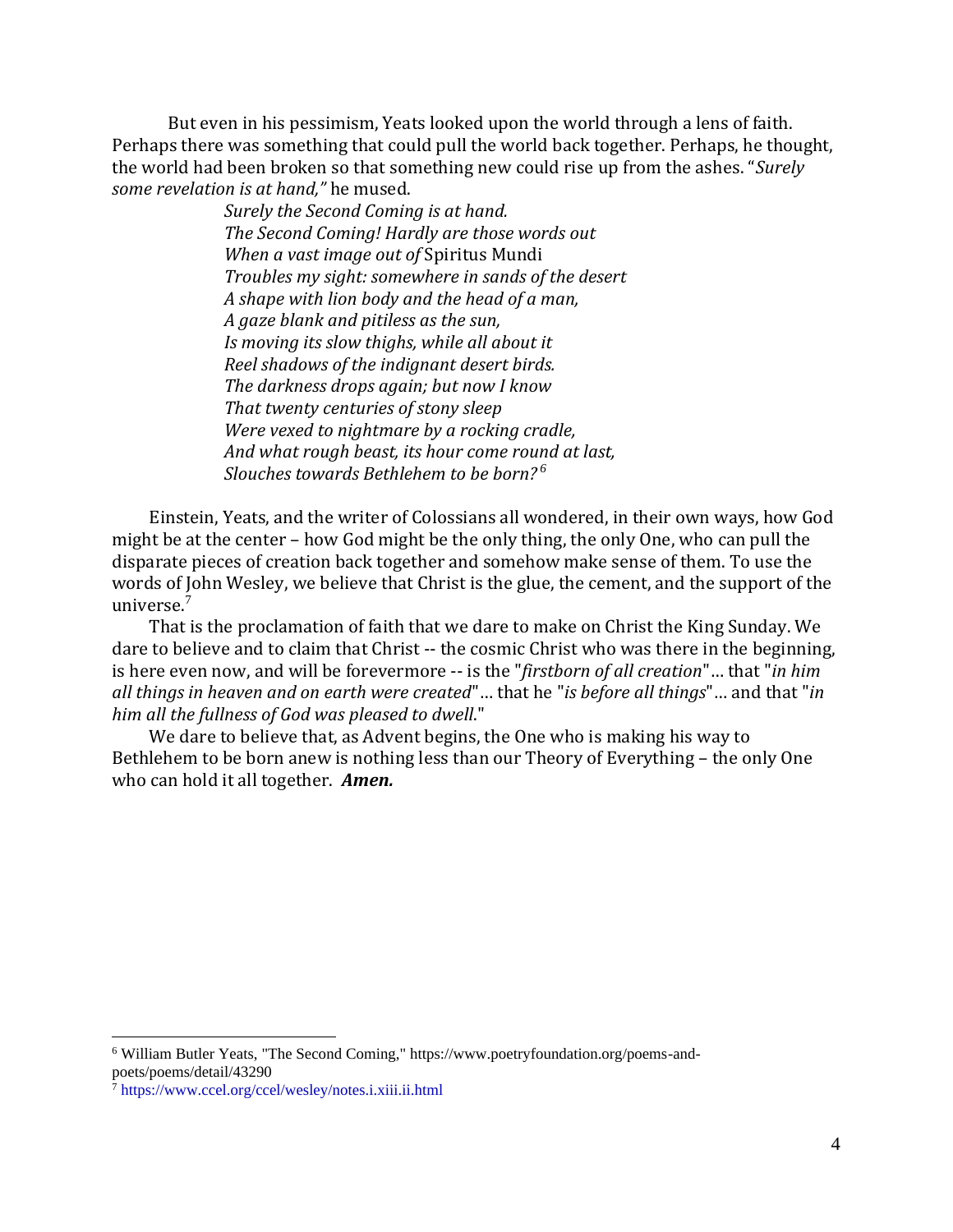But even in his pessimism, Yeats looked upon the world through a lens of faith. Perhaps there was something that could pull the world back together. Perhaps, he thought, the world had been broken so that something new could rise up from the ashes. "*Surely some revelation is at hand,*" he mused.

> *Surely the Second Coming is at hand.*
> *The Second Coming! Hardly are those words out*
> *When a vast image out of* Spiritus Mundi
> *Troubles my sight: somewhere in sands of the desert*
> *A shape with lion body and the head of a man,*
> *A gaze blank and pitiless as the sun,*
> *Is moving its slow thighs, while all about it*
> *Reel shadows of the indignant desert birds.*
> *The darkness drops again; but now I know*
> *That twenty centuries of stony sleep*
> *Were vexed to nightmare by a rocking cradle,*
> *And what rough beast, its hour come round at last,*
> *Slouches towards Bethlehem to be born?*[6]

Einstein, Yeats, and the writer of Colossians all wondered, in their own ways, how God might be at the center – how God might be the only thing, the only One, who can pull the disparate pieces of creation back together and somehow make sense of them. To use the words of John Wesley, we believe that Christ is the glue, the cement, and the support of the universe.[7]

That is the proclamation of faith that we dare to make on Christ the King Sunday. We dare to believe and to claim that Christ -- the cosmic Christ who was there in the beginning, is here even now, and will be forevermore -- is the "*firstborn of all creation*"… that "*in him all things in heaven and on earth were created*"… that he "*is before all things*"… and that "*in him all the fullness of God was pleased to dwell*."

We dare to believe that, as Advent begins, the One who is making his way to Bethlehem to be born anew is nothing less than our Theory of Everything – the only One who can hold it all together. ***Amen.***

---

[6] William Butler Yeats, "The Second Coming," https://www.poetryfoundation.org/poems-and-poets/poems/detail/43290

[7] https://www.ccel.org/ccel/wesley/notes.i.xiii.ii.html